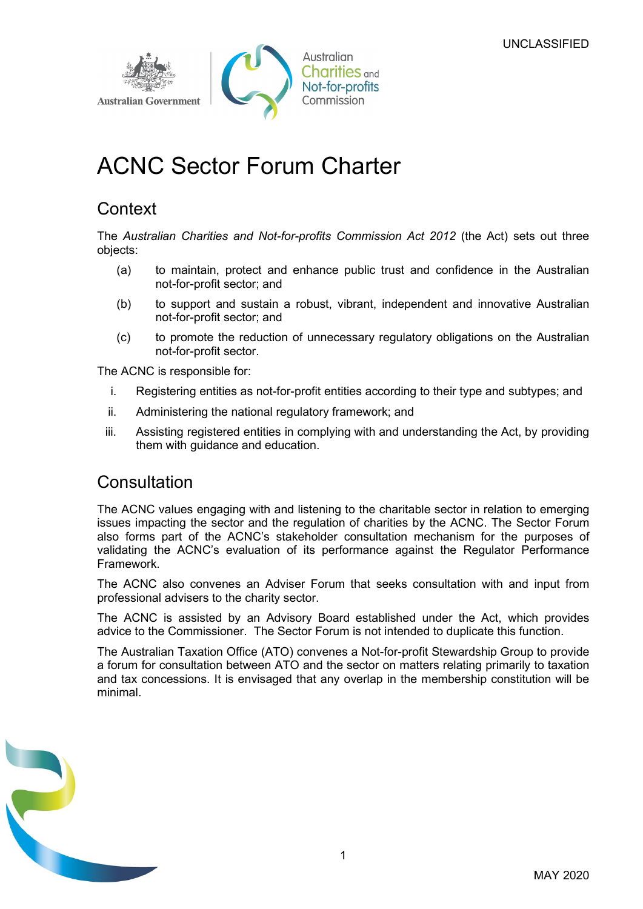# ACNC Sector Forum Charter

## Context

The *Australian Charities and Not-for-profits Commission Act 2012* (the Act) sets out three objects:

(a) to maintain, protect and enhance public trust and confidence in the Australian not-for-profit sector; and

(b) to support and sustain a robust, vibrant, independent and innovative Australian not-for-profit sector; and

(c) to promote the reduction of unnecessary regulatory obligations on the Australian not-for-profit sector.

The ACNC is responsible for:

i. Registering entities as not-for-profit entities according to their type and subtypes; and

ii. Administering the national regulatory framework; and

iii. Assisting registered entities in complying with and understanding the Act, by providing them with guidance and education.

## Consultation

The ACNC values engaging with and listening to the charitable sector in relation to emerging issues impacting the sector and the regulation of charities by the ACNC. The Sector Forum also forms part of the ACNC's stakeholder consultation mechanism for the purposes of validating the ACNC's evaluation of its performance against the Regulator Performance Framework.

The ACNC also convenes an Adviser Forum that seeks consultation with and input from professional advisers to the charity sector.

The ACNC is assisted by an Advisory Board established under the Act, which provides advice to the Commissioner. The Sector Forum is not intended to duplicate this function.

The Australian Taxation Office (ATO) convenes a Not-for-profit Stewardship Group to provide a forum for consultation between ATO and the sector on matters relating primarily to taxation and tax concessions. It is envisaged that any overlap in the membership constitution will be minimal.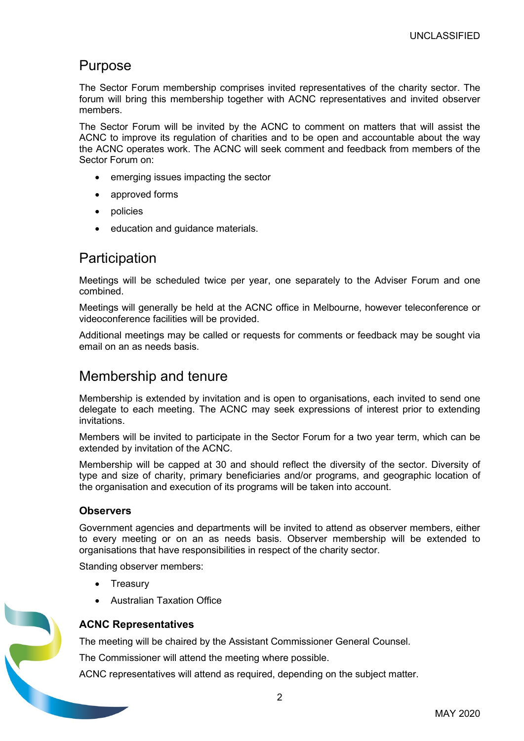## Purpose

The Sector Forum membership comprises invited representatives of the charity sector. The forum will bring this membership together with ACNC representatives and invited observer members.

The Sector Forum will be invited by the ACNC to comment on matters that will assist the ACNC to improve its regulation of charities and to be open and accountable about the way the ACNC operates work. The ACNC will seek comment and feedback from members of the Sector Forum on:

- emerging issues impacting the sector
- approved forms
- policies
- education and guidance materials.

## Participation

Meetings will be scheduled twice per year, one separately to the Adviser Forum and one combined.

Meetings will generally be held at the ACNC office in Melbourne, however teleconference or videoconference facilities will be provided.

Additional meetings may be called or requests for comments or feedback may be sought via email on an as needs basis.

## Membership and tenure

Membership is extended by invitation and is open to organisations, each invited to send one delegate to each meeting. The ACNC may seek expressions of interest prior to extending invitations.

Members will be invited to participate in the Sector Forum for a two year term, which can be extended by invitation of the ACNC.

Membership will be capped at 30 and should reflect the diversity of the sector. Diversity of type and size of charity, primary beneficiaries and/or programs, and geographic location of the organisation and execution of its programs will be taken into account.

### Observers

Government agencies and departments will be invited to attend as observer members, either to every meeting or on an as needs basis. Observer membership will be extended to organisations that have responsibilities in respect of the charity sector.

Standing observer members:

- Treasury
- Australian Taxation Office

### ACNC Representatives

The meeting will be chaired by the Assistant Commissioner General Counsel.

The Commissioner will attend the meeting where possible.

ACNC representatives will attend as required, depending on the subject matter.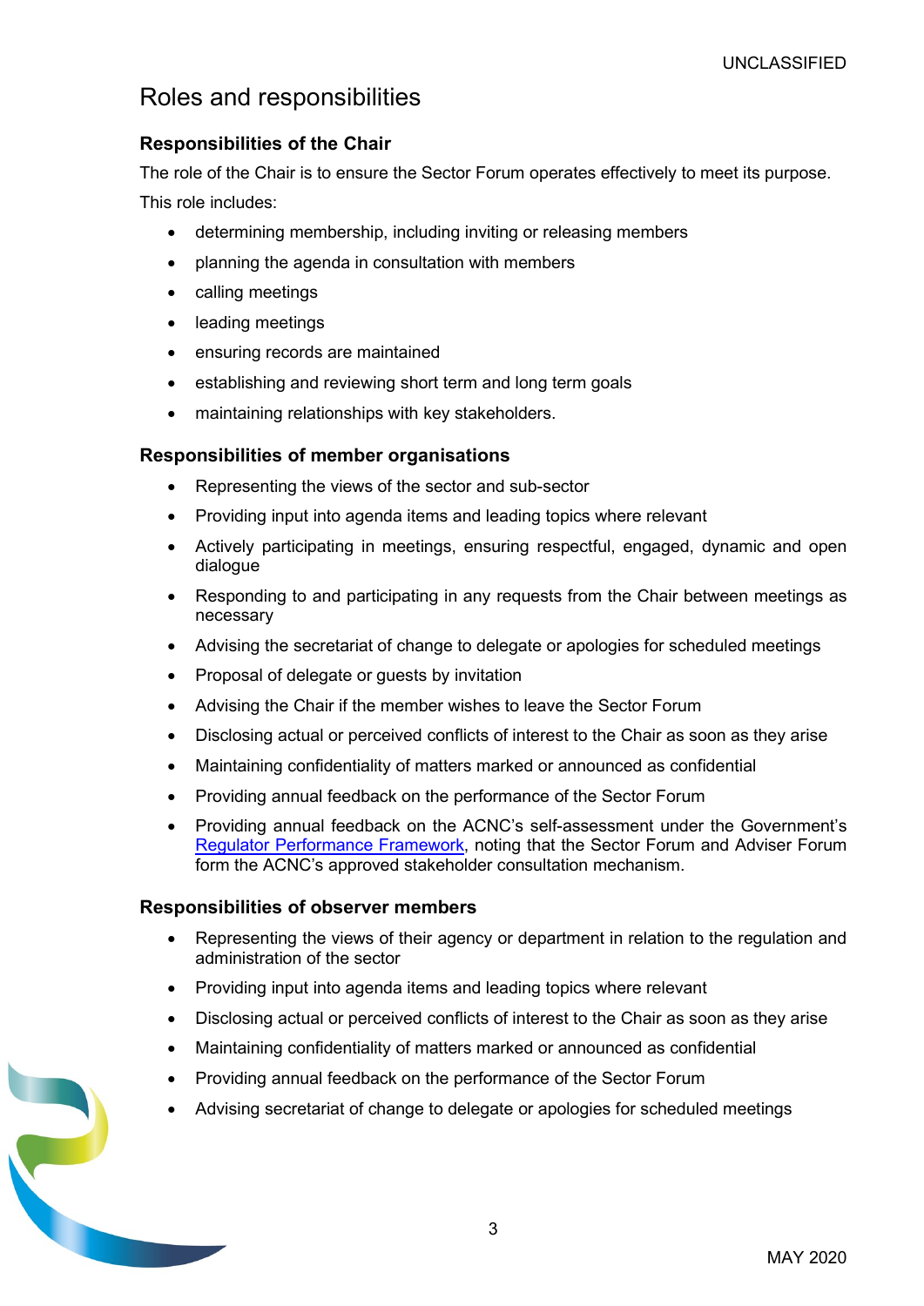## Roles and responsibilities

### Responsibilities of the Chair

The role of the Chair is to ensure the Sector Forum operates effectively to meet its purpose. This role includes:

- determining membership, including inviting or releasing members
- planning the agenda in consultation with members
- calling meetings
- leading meetings
- ensuring records are maintained
- establishing and reviewing short term and long term goals
- maintaining relationships with key stakeholders.

### Responsibilities of member organisations

- Representing the views of the sector and sub-sector
- Providing input into agenda items and leading topics where relevant
- Actively participating in meetings, ensuring respectful, engaged, dynamic and open dialogue
- Responding to and participating in any requests from the Chair between meetings as necessary
- Advising the secretariat of change to delegate or apologies for scheduled meetings
- Proposal of delegate or guests by invitation
- Advising the Chair if the member wishes to leave the Sector Forum
- Disclosing actual or perceived conflicts of interest to the Chair as soon as they arise
- Maintaining confidentiality of matters marked or announced as confidential
- Providing annual feedback on the performance of the Sector Forum
- Providing annual feedback on the ACNC's self-assessment under the Government's Regulator Performance Framework, noting that the Sector Forum and Adviser Forum form the ACNC's approved stakeholder consultation mechanism.

### Responsibilities of observer members

- Representing the views of their agency or department in relation to the regulation and administration of the sector
- Providing input into agenda items and leading topics where relevant
- Disclosing actual or perceived conflicts of interest to the Chair as soon as they arise
- Maintaining confidentiality of matters marked or announced as confidential
- Providing annual feedback on the performance of the Sector Forum
- Advising secretariat of change to delegate or apologies for scheduled meetings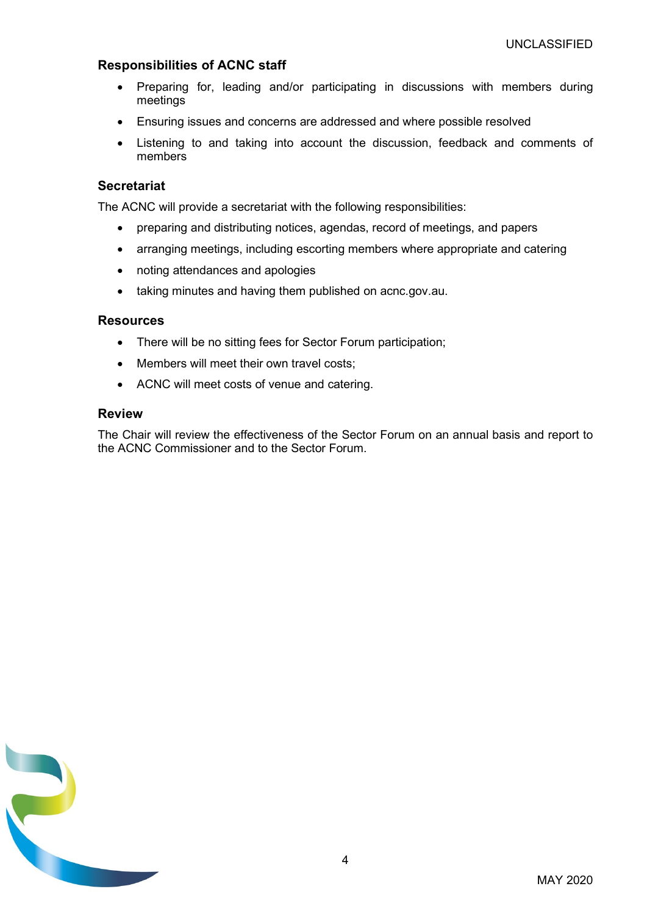### Responsibilities of ACNC staff

- Preparing for, leading and/or participating in discussions with members during meetings
- Ensuring issues and concerns are addressed and where possible resolved
- Listening to and taking into account the discussion, feedback and comments of members

### Secretariat

The ACNC will provide a secretariat with the following responsibilities:

- preparing and distributing notices, agendas, record of meetings, and papers
- arranging meetings, including escorting members where appropriate and catering
- noting attendances and apologies
- taking minutes and having them published on acnc.gov.au.

### Resources

- There will be no sitting fees for Sector Forum participation;
- Members will meet their own travel costs;
- ACNC will meet costs of venue and catering.

### Review

The Chair will review the effectiveness of the Sector Forum on an annual basis and report to the ACNC Commissioner and to the Sector Forum.